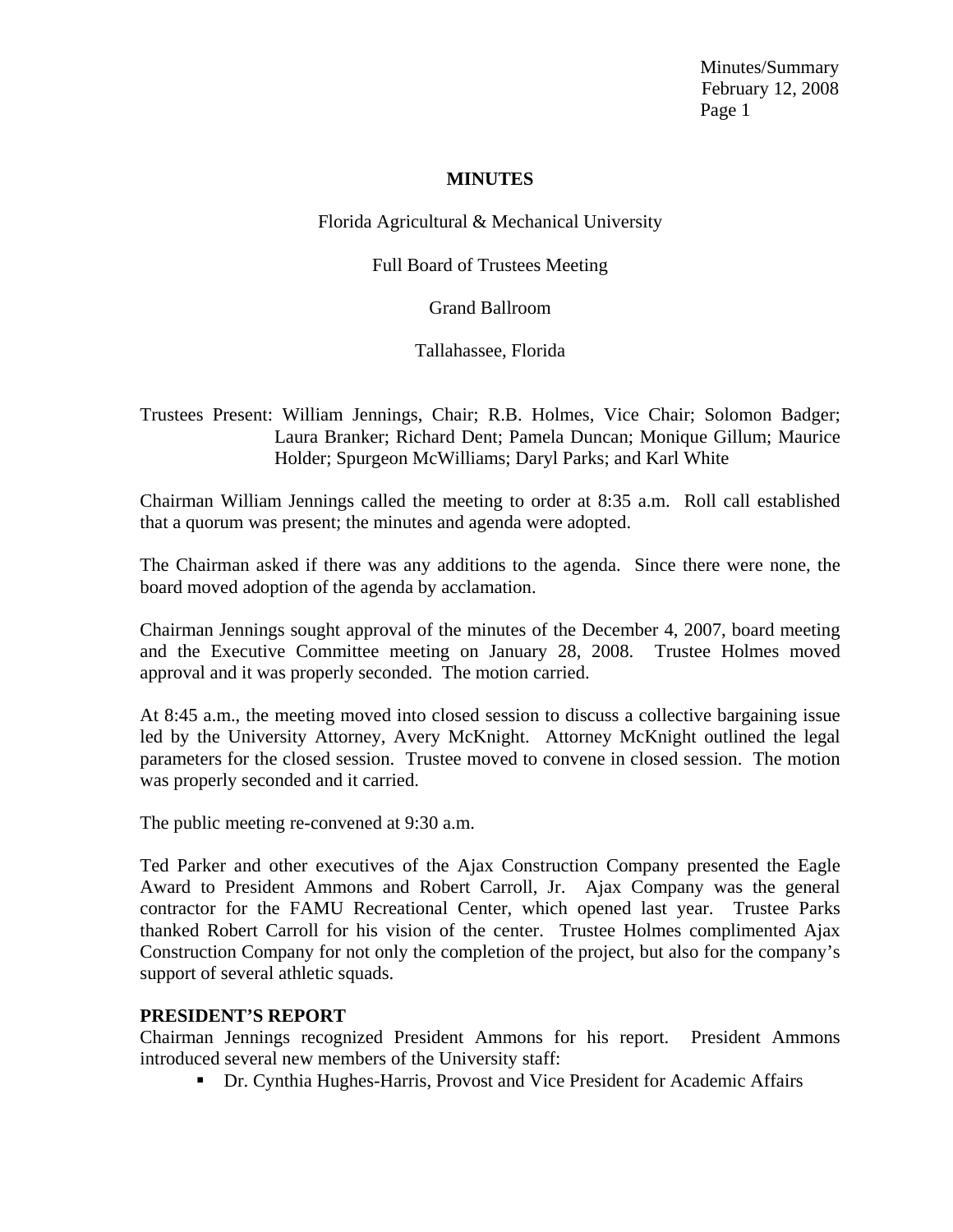# MINUTES

Florida Agricultural & Mechanical University

Full Board of Trustees Meeting

Grand Ballroom

Tallahassee, Florida

Trustees Present: William Jennings, Chair; R.B. Holmes, Vice Chair; Solomon Badger; Laura Branker; Richard Dent; Pamela Duncan; Monique Gillum; Maurice Holder; Spurgeon McWilliams; Daryl Parks; and Karl White

Chairman William Jennings called the meeting to order at 8:35 a.m. Roll call established that a quorum was present; the minutes and agenda were adopted.

The Chairman asked if there was any additions to the agenda. Since there were none, the board moved adoption of the agenda by acclamation.

Chairman Jennings sought approval of the minutes of the December 4, 2007, board meeting and the Executive Committee meeting on January 28, 2008. Trustee Holmes moved approval and it was properly seconded. The motion carried.

At 8:45 a.m., the meeting moved into closed session to discuss a collective bargaining issue led by the University Attorney, Avery McKnight. Attorney McKnight outlined the legal parameters for the closed session. Trustee moved to convene in closed session. The motion was properly seconded and it carried.

The public meeting re-convened at 9:30 a.m.

Ted Parker and other executives of the Ajax Construction Company presented the Eagle Award to President Ammons and Robert Carroll, Jr. Ajax Company was the general contractor for the FAMU Recreational Center, which opened last year. Trustee Parks thanked Robert Carroll for his vision of the center. Trustee Holmes complimented Ajax Construction Company for not only the completion of the project, but also for the company's support of several athletic squads.

**PRESIDENT'S REPORT**

Chairman Jennings recognized President Ammons for his report. President Ammons introduced several new members of the University staff:

- Dr. Cynthia Hughes-Harris, Provost and Vice President for Academic Affairs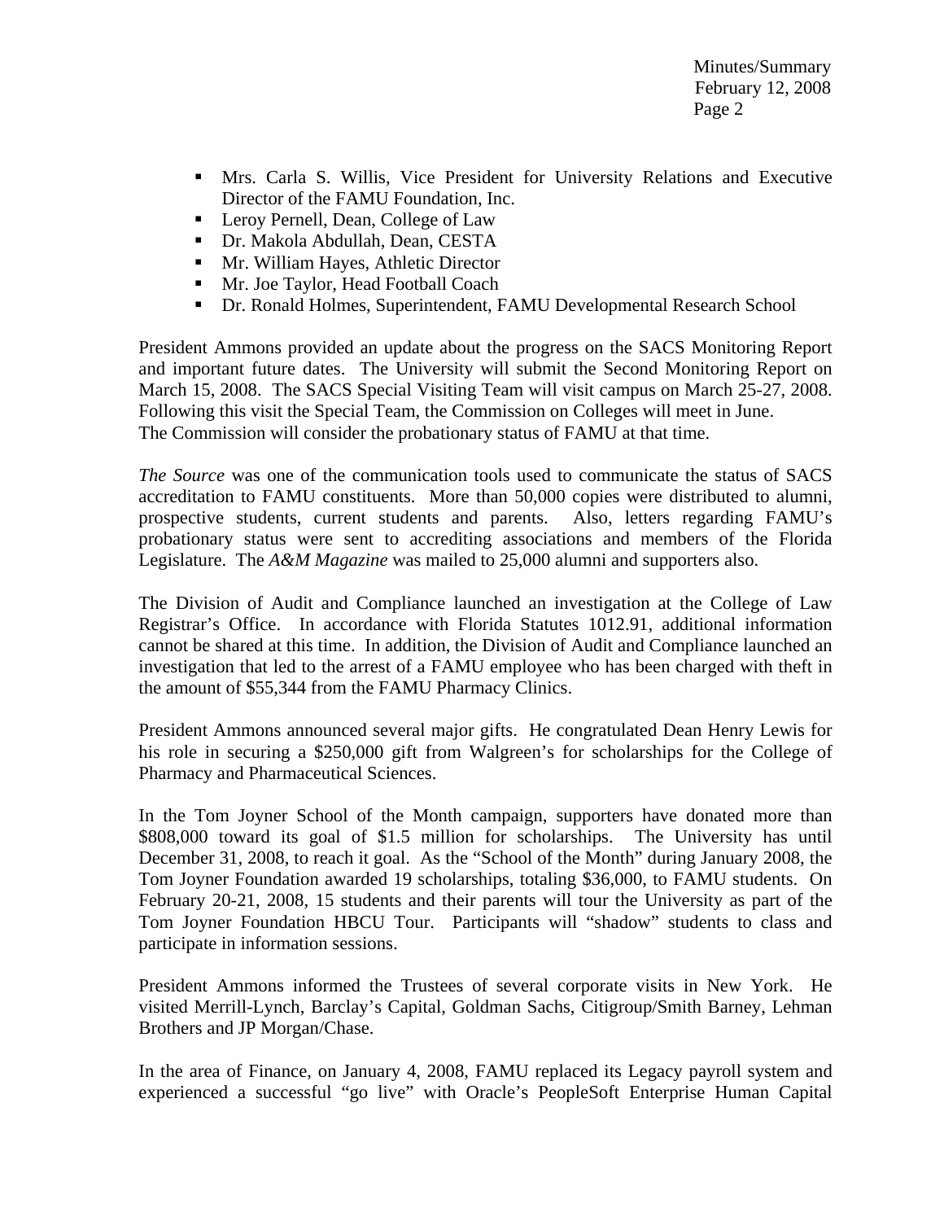- Mrs. Carla S. Willis, Vice President for University Relations and Executive Director of the FAMU Foundation, Inc.
- Leroy Pernell, Dean, College of Law
- Dr. Makola Abdullah, Dean, CESTA
- Mr. William Hayes, Athletic Director
- Mr. Joe Taylor, Head Football Coach
- Dr. Ronald Holmes, Superintendent, FAMU Developmental Research School

President Ammons provided an update about the progress on the SACS Monitoring Report and important future dates. The University will submit the Second Monitoring Report on March 15, 2008. The SACS Special Visiting Team will visit campus on March 25-27, 2008. Following this visit the Special Team, the Commission on Colleges will meet in June. The Commission will consider the probationary status of FAMU at that time.

*The Source* was one of the communication tools used to communicate the status of SACS accreditation to FAMU constituents. More than 50,000 copies were distributed to alumni, prospective students, current students and parents. Also, letters regarding FAMU's probationary status were sent to accrediting associations and members of the Florida Legislature. The *A&M Magazine* was mailed to 25,000 alumni and supporters also.

The Division of Audit and Compliance launched an investigation at the College of Law Registrar's Office. In accordance with Florida Statutes 1012.91, additional information cannot be shared at this time. In addition, the Division of Audit and Compliance launched an investigation that led to the arrest of a FAMU employee who has been charged with theft in the amount of $55,344 from the FAMU Pharmacy Clinics.

President Ammons announced several major gifts. He congratulated Dean Henry Lewis for his role in securing a $250,000 gift from Walgreen's for scholarships for the College of Pharmacy and Pharmaceutical Sciences.

In the Tom Joyner School of the Month campaign, supporters have donated more than $808,000 toward its goal of $1.5 million for scholarships. The University has until December 31, 2008, to reach it goal. As the "School of the Month" during January 2008, the Tom Joyner Foundation awarded 19 scholarships, totaling $36,000, to FAMU students. On February 20-21, 2008, 15 students and their parents will tour the University as part of the Tom Joyner Foundation HBCU Tour. Participants will "shadow" students to class and participate in information sessions.

President Ammons informed the Trustees of several corporate visits in New York. He visited Merrill-Lynch, Barclay's Capital, Goldman Sachs, Citigroup/Smith Barney, Lehman Brothers and JP Morgan/Chase.

In the area of Finance, on January 4, 2008, FAMU replaced its Legacy payroll system and experienced a successful "go live" with Oracle's PeopleSoft Enterprise Human Capital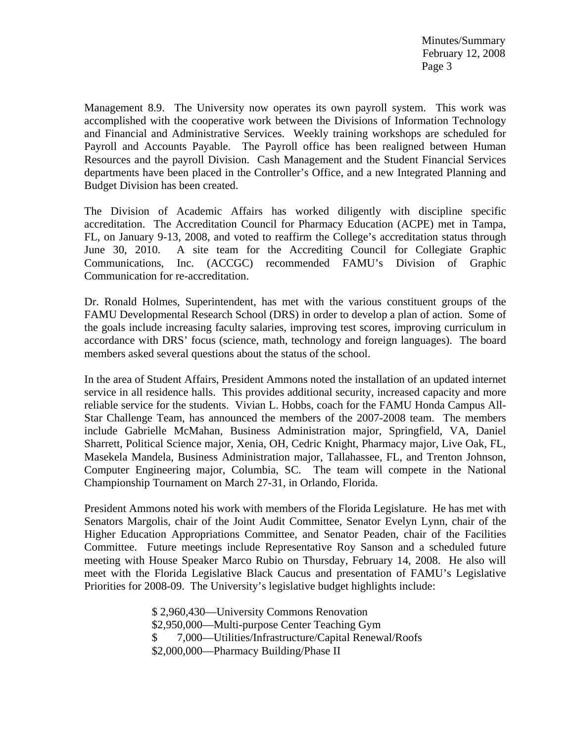Management 8.9. The University now operates its own payroll system. This work was accomplished with the cooperative work between the Divisions of Information Technology and Financial and Administrative Services. Weekly training workshops are scheduled for Payroll and Accounts Payable. The Payroll office has been realigned between Human Resources and the payroll Division. Cash Management and the Student Financial Services departments have been placed in the Controller's Office, and a new Integrated Planning and Budget Division has been created.

The Division of Academic Affairs has worked diligently with discipline specific accreditation. The Accreditation Council for Pharmacy Education (ACPE) met in Tampa, FL, on January 9-13, 2008, and voted to reaffirm the College's accreditation status through June 30, 2010. A site team for the Accrediting Council for Collegiate Graphic Communications, Inc. (ACCGC) recommended FAMU's Division of Graphic Communication for re-accreditation.

Dr. Ronald Holmes, Superintendent, has met with the various constituent groups of the FAMU Developmental Research School (DRS) in order to develop a plan of action. Some of the goals include increasing faculty salaries, improving test scores, improving curriculum in accordance with DRS' focus (science, math, technology and foreign languages). The board members asked several questions about the status of the school.

In the area of Student Affairs, President Ammons noted the installation of an updated internet service in all residence halls. This provides additional security, increased capacity and more reliable service for the students. Vivian L. Hobbs, coach for the FAMU Honda Campus All-Star Challenge Team, has announced the members of the 2007-2008 team. The members include Gabrielle McMahan, Business Administration major, Springfield, VA, Daniel Sharrett, Political Science major, Xenia, OH, Cedric Knight, Pharmacy major, Live Oak, FL, Masekela Mandela, Business Administration major, Tallahassee, FL, and Trenton Johnson, Computer Engineering major, Columbia, SC. The team will compete in the National Championship Tournament on March 27-31, in Orlando, Florida.

President Ammons noted his work with members of the Florida Legislature. He has met with Senators Margolis, chair of the Joint Audit Committee, Senator Evelyn Lynn, chair of the Higher Education Appropriations Committee, and Senator Peaden, chair of the Facilities Committee. Future meetings include Representative Roy Sanson and a scheduled future meeting with House Speaker Marco Rubio on Thursday, February 14, 2008. He also will meet with the Florida Legislative Black Caucus and presentation of FAMU's Legislative Priorities for 2008-09. The University's legislative budget highlights include:

$ 2,960,430—University Commons Renovation
$2,950,000—Multi-purpose Center Teaching Gym
$ 7,000—Utilities/Infrastructure/Capital Renewal/Roofs
$2,000,000—Pharmacy Building/Phase II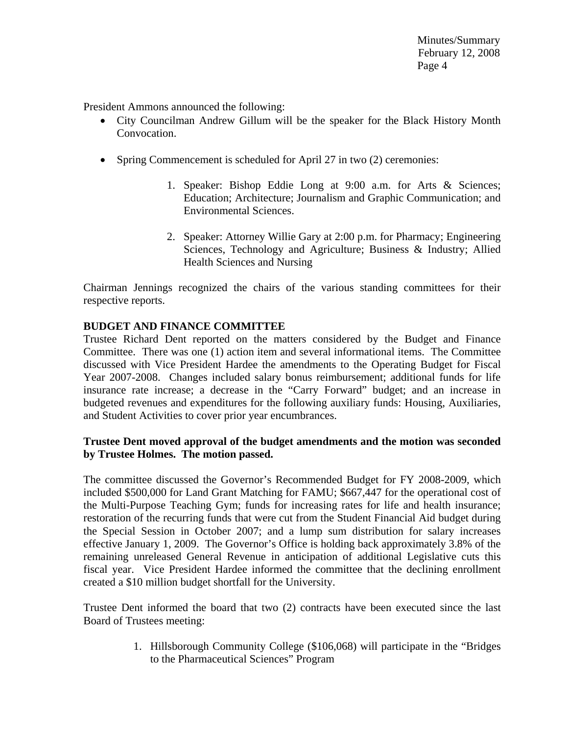President Ammons announced the following:

- City Councilman Andrew Gillum will be the speaker for the Black History Month Convocation.
- Spring Commencement is scheduled for April 27 in two (2) ceremonies:
    1. Speaker: Bishop Eddie Long at 9:00 a.m. for Arts & Sciences; Education; Architecture; Journalism and Graphic Communication; and Environmental Sciences.
    2. Speaker: Attorney Willie Gary at 2:00 p.m. for Pharmacy; Engineering Sciences, Technology and Agriculture; Business & Industry; Allied Health Sciences and Nursing

Chairman Jennings recognized the chairs of the various standing committees for their respective reports.

**BUDGET AND FINANCE COMMITTEE**

Trustee Richard Dent reported on the matters considered by the Budget and Finance Committee. There was one (1) action item and several informational items. The Committee discussed with Vice President Hardee the amendments to the Operating Budget for Fiscal Year 2007-2008. Changes included salary bonus reimbursement; additional funds for life insurance rate increase; a decrease in the "Carry Forward" budget; and an increase in budgeted revenues and expenditures for the following auxiliary funds: Housing, Auxiliaries, and Student Activities to cover prior year encumbrances.

**Trustee Dent moved approval of the budget amendments and the motion was seconded by Trustee Holmes. The motion passed.**

The committee discussed the Governor's Recommended Budget for FY 2008-2009, which included $500,000 for Land Grant Matching for FAMU; $667,447 for the operational cost of the Multi-Purpose Teaching Gym; funds for increasing rates for life and health insurance; restoration of the recurring funds that were cut from the Student Financial Aid budget during the Special Session in October 2007; and a lump sum distribution for salary increases effective January 1, 2009. The Governor's Office is holding back approximately 3.8% of the remaining unreleased General Revenue in anticipation of additional Legislative cuts this fiscal year. Vice President Hardee informed the committee that the declining enrollment created a $10 million budget shortfall for the University.

Trustee Dent informed the board that two (2) contracts have been executed since the last Board of Trustees meeting:

1. Hillsborough Community College ($106,068) will participate in the "Bridges to the Pharmaceutical Sciences" Program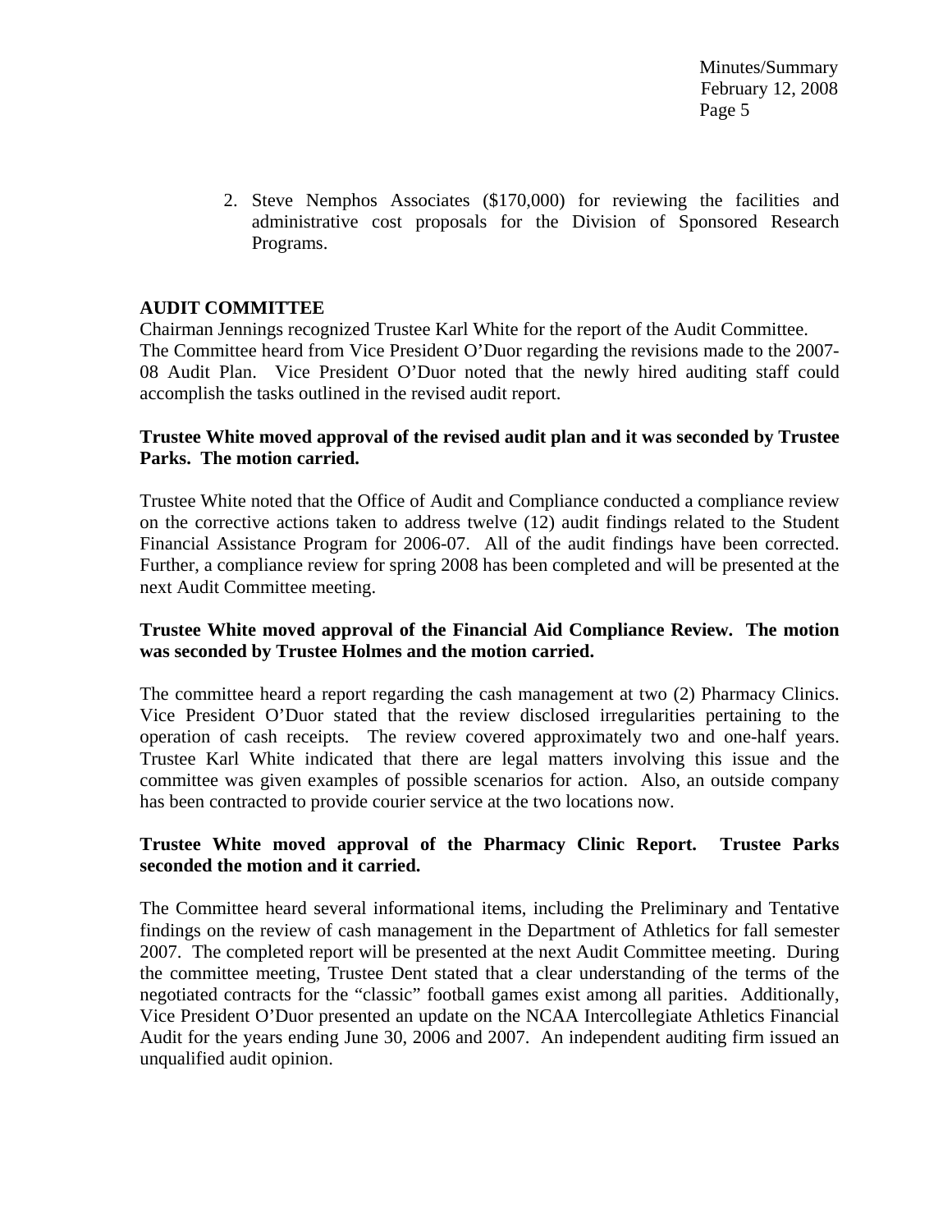2. Steve Nemphos Associates ($170,000) for reviewing the facilities and administrative cost proposals for the Division of Sponsored Research Programs.

**AUDIT COMMITTEE**

Chairman Jennings recognized Trustee Karl White for the report of the Audit Committee. The Committee heard from Vice President O'Duor regarding the revisions made to the 2007-08 Audit Plan. Vice President O'Duor noted that the newly hired auditing staff could accomplish the tasks outlined in the revised audit report.

**Trustee White moved approval of the revised audit plan and it was seconded by Trustee Parks. The motion carried.**

Trustee White noted that the Office of Audit and Compliance conducted a compliance review on the corrective actions taken to address twelve (12) audit findings related to the Student Financial Assistance Program for 2006-07. All of the audit findings have been corrected. Further, a compliance review for spring 2008 has been completed and will be presented at the next Audit Committee meeting.

**Trustee White moved approval of the Financial Aid Compliance Review. The motion was seconded by Trustee Holmes and the motion carried.**

The committee heard a report regarding the cash management at two (2) Pharmacy Clinics. Vice President O'Duor stated that the review disclosed irregularities pertaining to the operation of cash receipts. The review covered approximately two and one-half years. Trustee Karl White indicated that there are legal matters involving this issue and the committee was given examples of possible scenarios for action. Also, an outside company has been contracted to provide courier service at the two locations now.

**Trustee White moved approval of the Pharmacy Clinic Report. Trustee Parks seconded the motion and it carried.**

The Committee heard several informational items, including the Preliminary and Tentative findings on the review of cash management in the Department of Athletics for fall semester 2007. The completed report will be presented at the next Audit Committee meeting. During the committee meeting, Trustee Dent stated that a clear understanding of the terms of the negotiated contracts for the "classic" football games exist among all parities. Additionally, Vice President O'Duor presented an update on the NCAA Intercollegiate Athletics Financial Audit for the years ending June 30, 2006 and 2007. An independent auditing firm issued an unqualified audit opinion.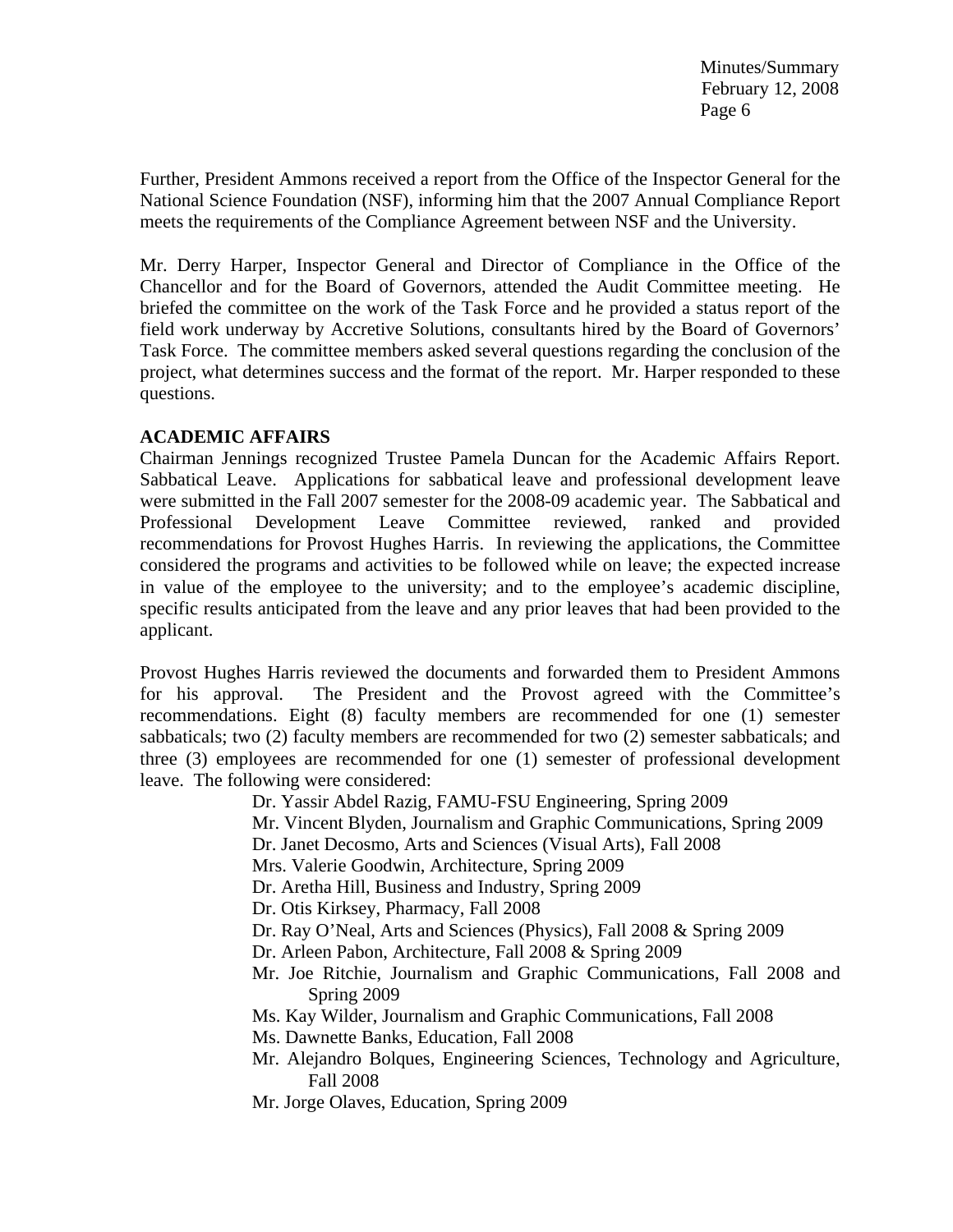Further, President Ammons received a report from the Office of the Inspector General for the National Science Foundation (NSF), informing him that the 2007 Annual Compliance Report meets the requirements of the Compliance Agreement between NSF and the University.

Mr. Derry Harper, Inspector General and Director of Compliance in the Office of the Chancellor and for the Board of Governors, attended the Audit Committee meeting. He briefed the committee on the work of the Task Force and he provided a status report of the field work underway by Accretive Solutions, consultants hired by the Board of Governors' Task Force. The committee members asked several questions regarding the conclusion of the project, what determines success and the format of the report. Mr. Harper responded to these questions.

**ACADEMIC AFFAIRS**

Chairman Jennings recognized Trustee Pamela Duncan for the Academic Affairs Report. Sabbatical Leave. Applications for sabbatical leave and professional development leave were submitted in the Fall 2007 semester for the 2008-09 academic year. The Sabbatical and Professional Development Leave Committee reviewed, ranked and provided recommendations for Provost Hughes Harris. In reviewing the applications, the Committee considered the programs and activities to be followed while on leave; the expected increase in value of the employee to the university; and to the employee's academic discipline, specific results anticipated from the leave and any prior leaves that had been provided to the applicant.

Provost Hughes Harris reviewed the documents and forwarded them to President Ammons for his approval. The President and the Provost agreed with the Committee's recommendations. Eight (8) faculty members are recommended for one (1) semester sabbaticals; two (2) faculty members are recommended for two (2) semester sabbaticals; and three (3) employees are recommended for one (1) semester of professional development leave. The following were considered:

- Dr. Yassir Abdel Razig, FAMU-FSU Engineering, Spring 2009
- Mr. Vincent Blyden, Journalism and Graphic Communications, Spring 2009
- Dr. Janet Decosmo, Arts and Sciences (Visual Arts), Fall 2008
- Mrs. Valerie Goodwin, Architecture, Spring 2009
- Dr. Aretha Hill, Business and Industry, Spring 2009
- Dr. Otis Kirksey, Pharmacy, Fall 2008
- Dr. Ray O'Neal, Arts and Sciences (Physics), Fall 2008 & Spring 2009
- Dr. Arleen Pabon, Architecture, Fall 2008 & Spring 2009
- Mr. Joe Ritchie, Journalism and Graphic Communications, Fall 2008 and Spring 2009
- Ms. Kay Wilder, Journalism and Graphic Communications, Fall 2008
- Ms. Dawnette Banks, Education, Fall 2008
- Mr. Alejandro Bolques, Engineering Sciences, Technology and Agriculture, Fall 2008
- Mr. Jorge Olaves, Education, Spring 2009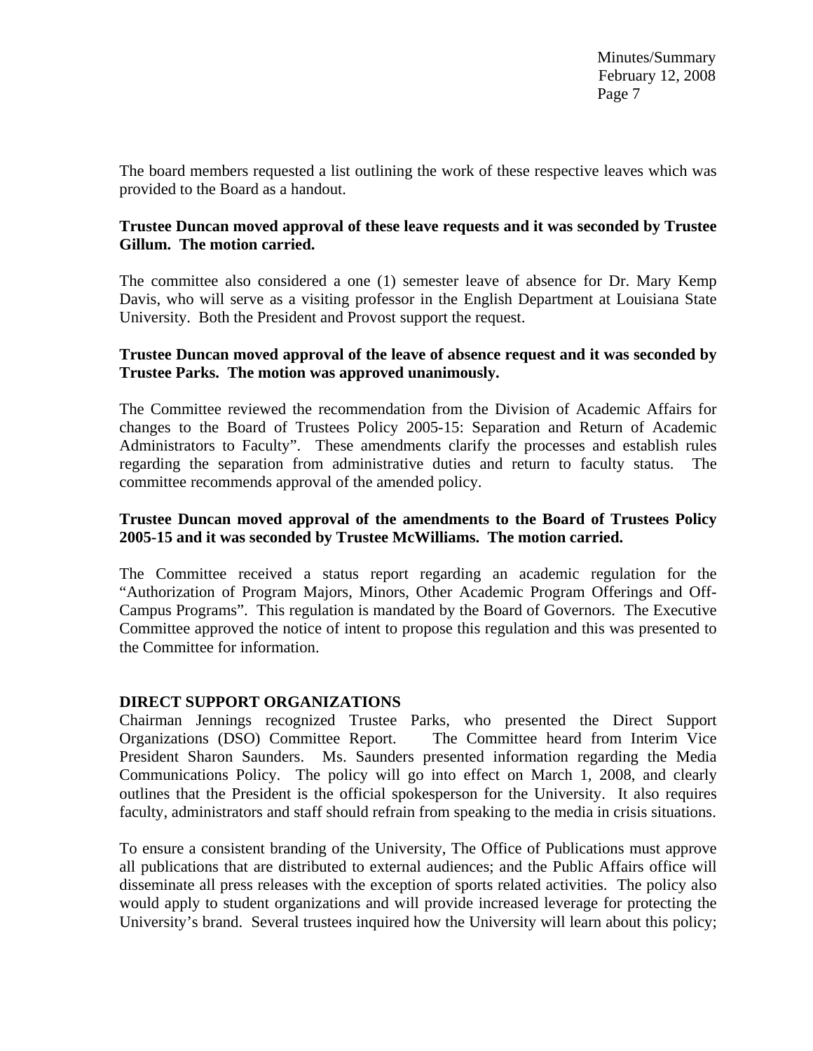The board members requested a list outlining the work of these respective leaves which was provided to the Board as a handout.

**Trustee Duncan moved approval of these leave requests and it was seconded by Trustee Gillum. The motion carried.**

The committee also considered a one (1) semester leave of absence for Dr. Mary Kemp Davis, who will serve as a visiting professor in the English Department at Louisiana State University. Both the President and Provost support the request.

**Trustee Duncan moved approval of the leave of absence request and it was seconded by Trustee Parks. The motion was approved unanimously.**

The Committee reviewed the recommendation from the Division of Academic Affairs for changes to the Board of Trustees Policy 2005-15: Separation and Return of Academic Administrators to Faculty". These amendments clarify the processes and establish rules regarding the separation from administrative duties and return to faculty status. The committee recommends approval of the amended policy.

**Trustee Duncan moved approval of the amendments to the Board of Trustees Policy 2005-15 and it was seconded by Trustee McWilliams. The motion carried.**

The Committee received a status report regarding an academic regulation for the "Authorization of Program Majors, Minors, Other Academic Program Offerings and Off-Campus Programs". This regulation is mandated by the Board of Governors. The Executive Committee approved the notice of intent to propose this regulation and this was presented to the Committee for information.

**DIRECT SUPPORT ORGANIZATIONS**

Chairman Jennings recognized Trustee Parks, who presented the Direct Support Organizations (DSO) Committee Report. The Committee heard from Interim Vice President Sharon Saunders. Ms. Saunders presented information regarding the Media Communications Policy. The policy will go into effect on March 1, 2008, and clearly outlines that the President is the official spokesperson for the University. It also requires faculty, administrators and staff should refrain from speaking to the media in crisis situations.

To ensure a consistent branding of the University, The Office of Publications must approve all publications that are distributed to external audiences; and the Public Affairs office will disseminate all press releases with the exception of sports related activities. The policy also would apply to student organizations and will provide increased leverage for protecting the University's brand. Several trustees inquired how the University will learn about this policy;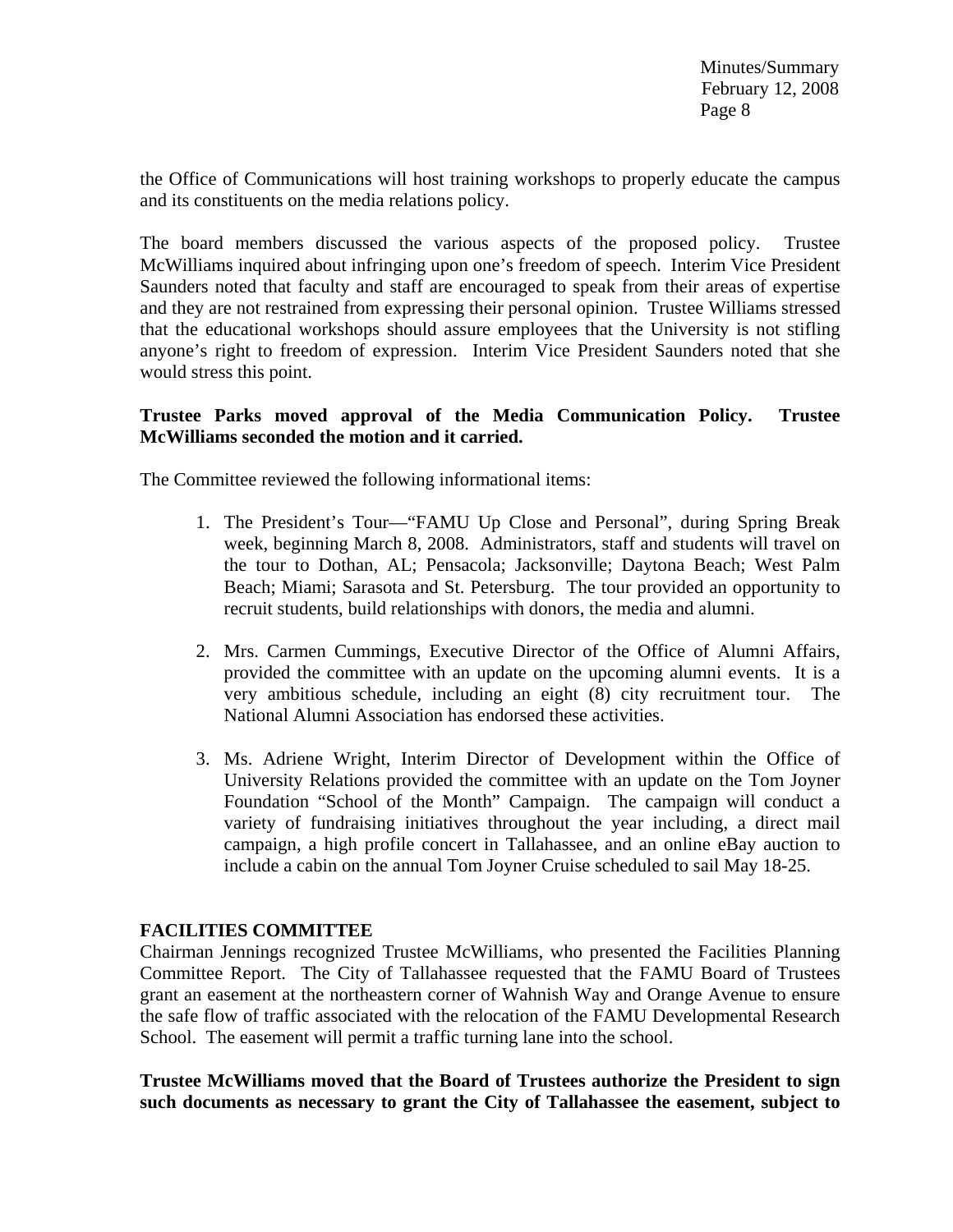the Office of Communications will host training workshops to properly educate the campus and its constituents on the media relations policy.

The board members discussed the various aspects of the proposed policy. Trustee McWilliams inquired about infringing upon one's freedom of speech. Interim Vice President Saunders noted that faculty and staff are encouraged to speak from their areas of expertise and they are not restrained from expressing their personal opinion. Trustee Williams stressed that the educational workshops should assure employees that the University is not stifling anyone's right to freedom of expression. Interim Vice President Saunders noted that she would stress this point.

**Trustee Parks moved approval of the Media Communication Policy. Trustee McWilliams seconded the motion and it carried.**

The Committee reviewed the following informational items:

1. The President's Tour—"FAMU Up Close and Personal", during Spring Break week, beginning March 8, 2008. Administrators, staff and students will travel on the tour to Dothan, AL; Pensacola; Jacksonville; Daytona Beach; West Palm Beach; Miami; Sarasota and St. Petersburg. The tour provided an opportunity to recruit students, build relationships with donors, the media and alumni.

2. Mrs. Carmen Cummings, Executive Director of the Office of Alumni Affairs, provided the committee with an update on the upcoming alumni events. It is a very ambitious schedule, including an eight (8) city recruitment tour. The National Alumni Association has endorsed these activities.

3. Ms. Adriene Wright, Interim Director of Development within the Office of University Relations provided the committee with an update on the Tom Joyner Foundation "School of the Month" Campaign. The campaign will conduct a variety of fundraising initiatives throughout the year including, a direct mail campaign, a high profile concert in Tallahassee, and an online eBay auction to include a cabin on the annual Tom Joyner Cruise scheduled to sail May 18-25.

**FACILITIES COMMITTEE**

Chairman Jennings recognized Trustee McWilliams, who presented the Facilities Planning Committee Report. The City of Tallahassee requested that the FAMU Board of Trustees grant an easement at the northeastern corner of Wahnish Way and Orange Avenue to ensure the safe flow of traffic associated with the relocation of the FAMU Developmental Research School. The easement will permit a traffic turning lane into the school.

**Trustee McWilliams moved that the Board of Trustees authorize the President to sign such documents as necessary to grant the City of Tallahassee the easement, subject to**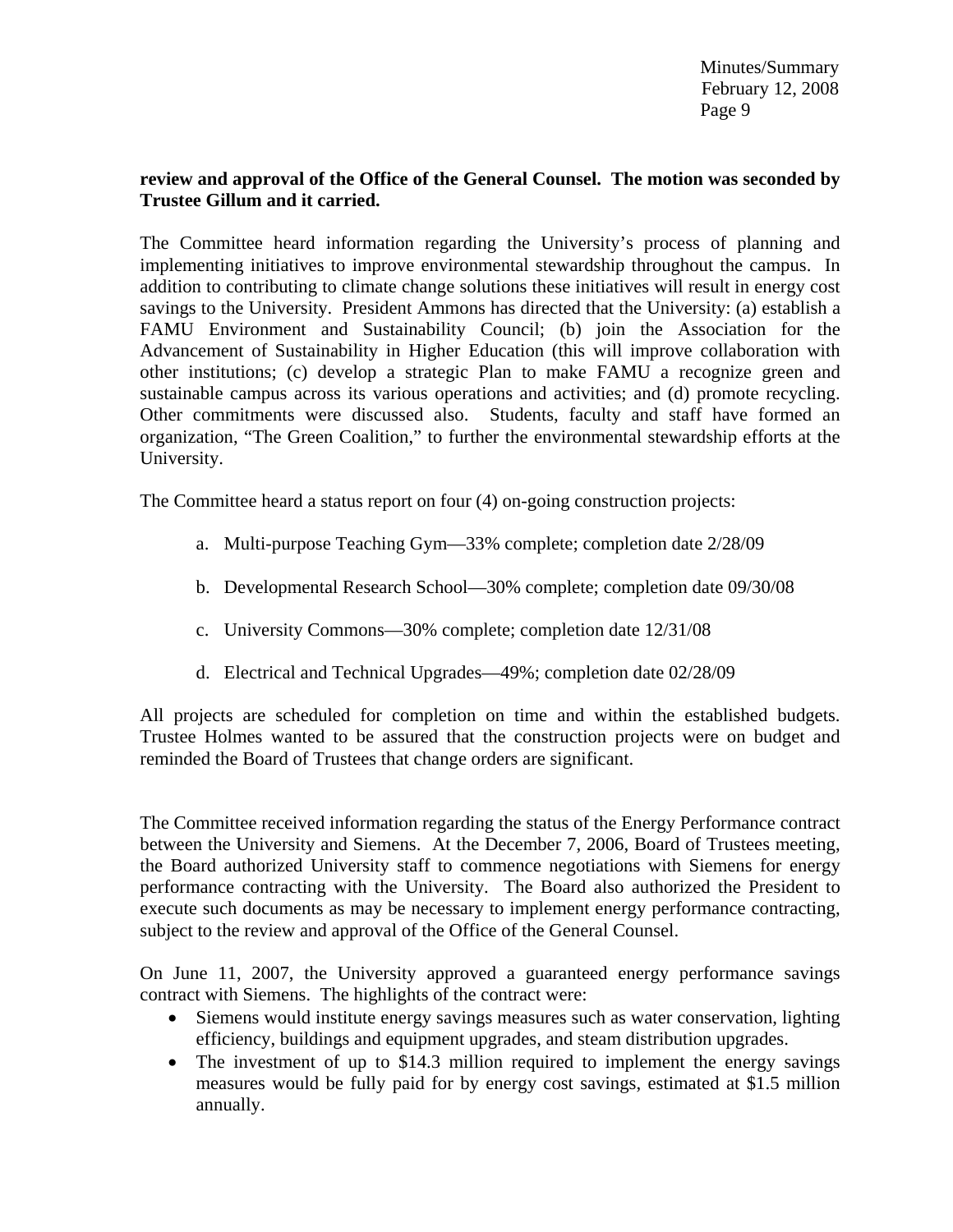**review and approval of the Office of the General Counsel. The motion was seconded by Trustee Gillum and it carried.**

The Committee heard information regarding the University's process of planning and implementing initiatives to improve environmental stewardship throughout the campus. In addition to contributing to climate change solutions these initiatives will result in energy cost savings to the University. President Ammons has directed that the University: (a) establish a FAMU Environment and Sustainability Council; (b) join the Association for the Advancement of Sustainability in Higher Education (this will improve collaboration with other institutions; (c) develop a strategic Plan to make FAMU a recognize green and sustainable campus across its various operations and activities; and (d) promote recycling. Other commitments were discussed also. Students, faculty and staff have formed an organization, "The Green Coalition," to further the environmental stewardship efforts at the University.

The Committee heard a status report on four (4) on-going construction projects:

a. Multi-purpose Teaching Gym—33% complete; completion date 2/28/09

b. Developmental Research School—30% complete; completion date 09/30/08

c. University Commons—30% complete; completion date 12/31/08

d. Electrical and Technical Upgrades—49%; completion date 02/28/09

All projects are scheduled for completion on time and within the established budgets. Trustee Holmes wanted to be assured that the construction projects were on budget and reminded the Board of Trustees that change orders are significant.

The Committee received information regarding the status of the Energy Performance contract between the University and Siemens. At the December 7, 2006, Board of Trustees meeting, the Board authorized University staff to commence negotiations with Siemens for energy performance contracting with the University. The Board also authorized the President to execute such documents as may be necessary to implement energy performance contracting, subject to the review and approval of the Office of the General Counsel.

On June 11, 2007, the University approved a guaranteed energy performance savings contract with Siemens. The highlights of the contract were:

- Siemens would institute energy savings measures such as water conservation, lighting efficiency, buildings and equipment upgrades, and steam distribution upgrades.
- The investment of up to $14.3 million required to implement the energy savings measures would be fully paid for by energy cost savings, estimated at $1.5 million annually.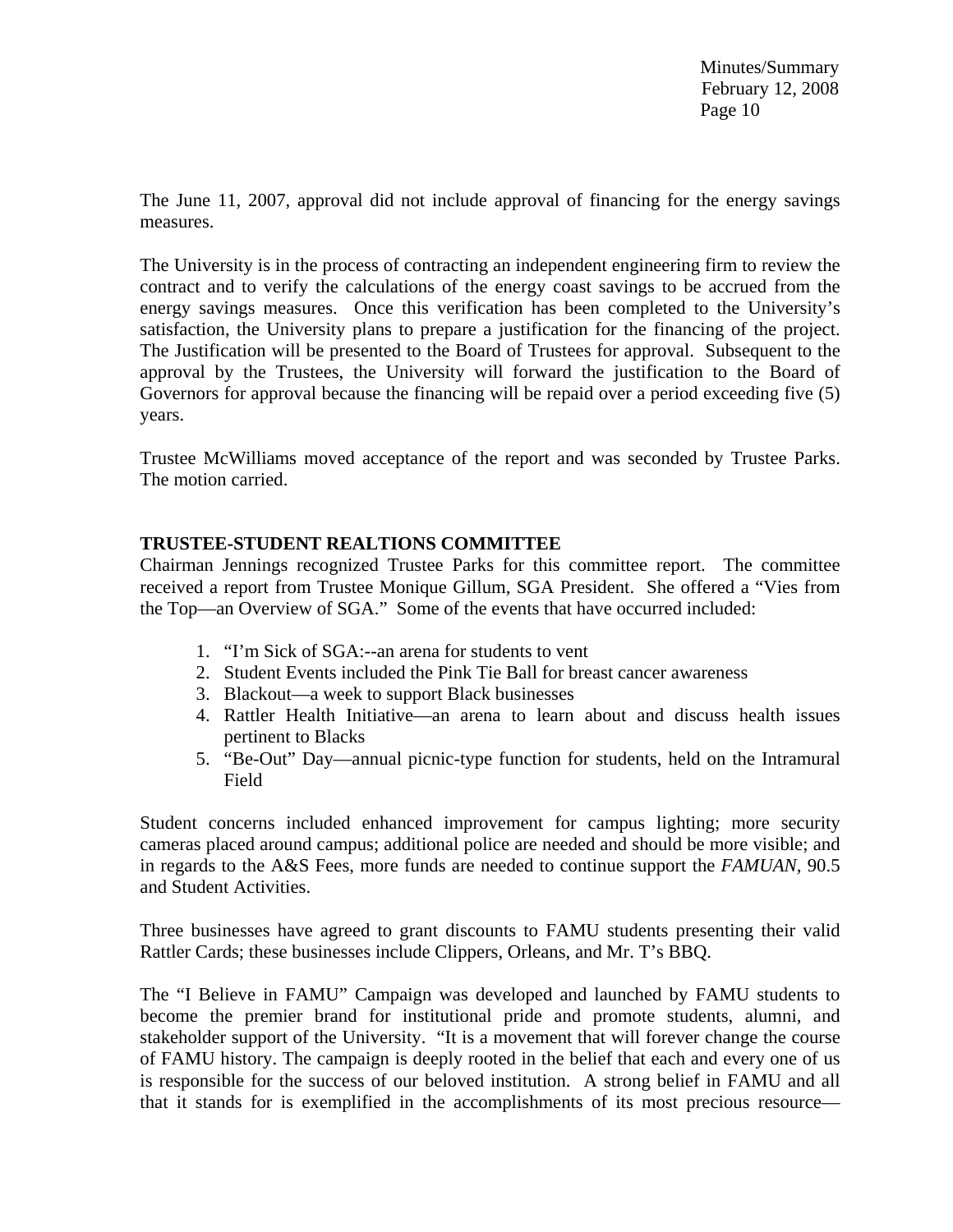The June 11, 2007, approval did not include approval of financing for the energy savings measures.

The University is in the process of contracting an independent engineering firm to review the contract and to verify the calculations of the energy coast savings to be accrued from the energy savings measures. Once this verification has been completed to the University's satisfaction, the University plans to prepare a justification for the financing of the project. The Justification will be presented to the Board of Trustees for approval. Subsequent to the approval by the Trustees, the University will forward the justification to the Board of Governors for approval because the financing will be repaid over a period exceeding five (5) years.

Trustee McWilliams moved acceptance of the report and was seconded by Trustee Parks. The motion carried.

**TRUSTEE-STUDENT REALTIONS COMMITTEE**

Chairman Jennings recognized Trustee Parks for this committee report. The committee received a report from Trustee Monique Gillum, SGA President. She offered a "Vies from the Top—an Overview of SGA." Some of the events that have occurred included:

1. "I'm Sick of SGA:--an arena for students to vent
2. Student Events included the Pink Tie Ball for breast cancer awareness
3. Blackout—a week to support Black businesses
4. Rattler Health Initiative—an arena to learn about and discuss health issues pertinent to Blacks
5. "Be-Out" Day—annual picnic-type function for students, held on the Intramural Field

Student concerns included enhanced improvement for campus lighting; more security cameras placed around campus; additional police are needed and should be more visible; and in regards to the A&S Fees, more funds are needed to continue support the *FAMUAN*, 90.5 and Student Activities.

Three businesses have agreed to grant discounts to FAMU students presenting their valid Rattler Cards; these businesses include Clippers, Orleans, and Mr. T's BBQ.

The "I Believe in FAMU" Campaign was developed and launched by FAMU students to become the premier brand for institutional pride and promote students, alumni, and stakeholder support of the University. "It is a movement that will forever change the course of FAMU history. The campaign is deeply rooted in the belief that each and every one of us is responsible for the success of our beloved institution. A strong belief in FAMU and all that it stands for is exemplified in the accomplishments of its most precious resource—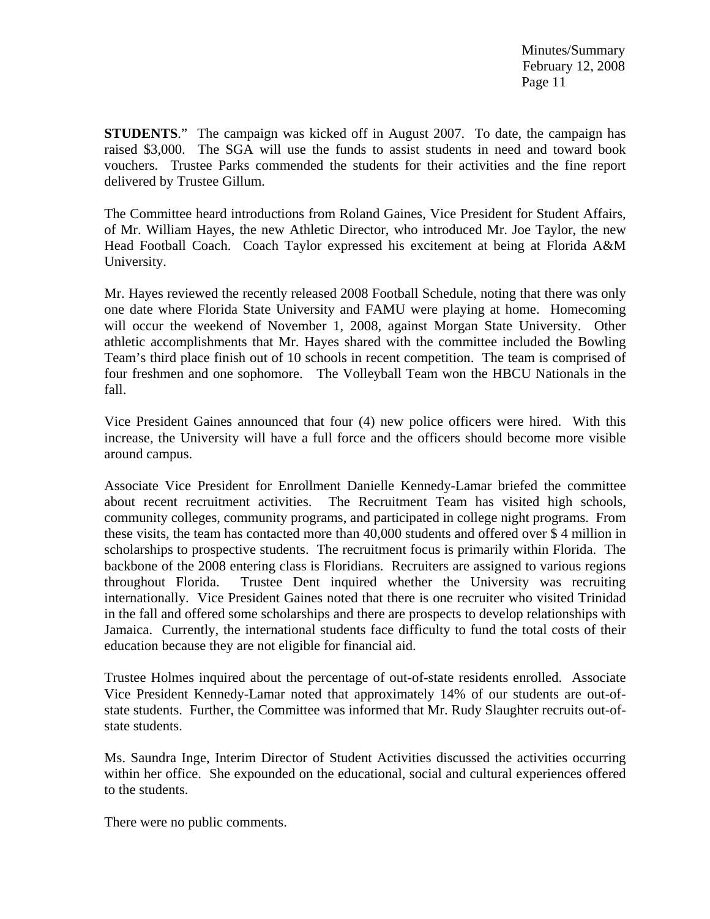**STUDENTS**." The campaign was kicked off in August 2007. To date, the campaign has raised $3,000. The SGA will use the funds to assist students in need and toward book vouchers. Trustee Parks commended the students for their activities and the fine report delivered by Trustee Gillum.

The Committee heard introductions from Roland Gaines, Vice President for Student Affairs, of Mr. William Hayes, the new Athletic Director, who introduced Mr. Joe Taylor, the new Head Football Coach. Coach Taylor expressed his excitement at being at Florida A&M University.

Mr. Hayes reviewed the recently released 2008 Football Schedule, noting that there was only one date where Florida State University and FAMU were playing at home. Homecoming will occur the weekend of November 1, 2008, against Morgan State University. Other athletic accomplishments that Mr. Hayes shared with the committee included the Bowling Team's third place finish out of 10 schools in recent competition. The team is comprised of four freshmen and one sophomore. The Volleyball Team won the HBCU Nationals in the fall.

Vice President Gaines announced that four (4) new police officers were hired. With this increase, the University will have a full force and the officers should become more visible around campus.

Associate Vice President for Enrollment Danielle Kennedy-Lamar briefed the committee about recent recruitment activities. The Recruitment Team has visited high schools, community colleges, community programs, and participated in college night programs. From these visits, the team has contacted more than 40,000 students and offered over $ 4 million in scholarships to prospective students. The recruitment focus is primarily within Florida. The backbone of the 2008 entering class is Floridians. Recruiters are assigned to various regions throughout Florida. Trustee Dent inquired whether the University was recruiting internationally. Vice President Gaines noted that there is one recruiter who visited Trinidad in the fall and offered some scholarships and there are prospects to develop relationships with Jamaica. Currently, the international students face difficulty to fund the total costs of their education because they are not eligible for financial aid.

Trustee Holmes inquired about the percentage of out-of-state residents enrolled. Associate Vice President Kennedy-Lamar noted that approximately 14% of our students are out-of-state students. Further, the Committee was informed that Mr. Rudy Slaughter recruits out-of-state students.

Ms. Saundra Inge, Interim Director of Student Activities discussed the activities occurring within her office. She expounded on the educational, social and cultural experiences offered to the students.

There were no public comments.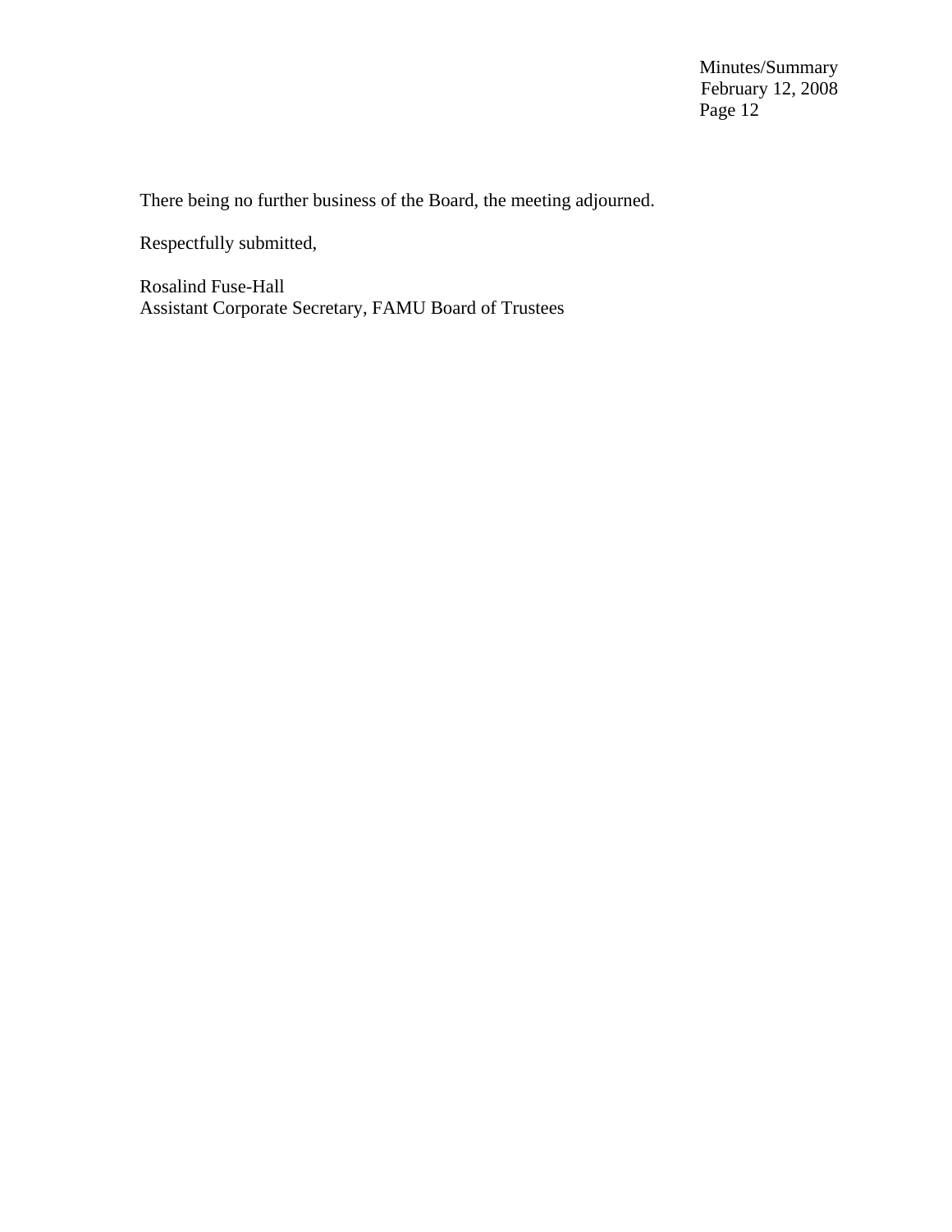There being no further business of the Board, the meeting adjourned.

Respectfully submitted,

Rosalind Fuse-Hall
Assistant Corporate Secretary, FAMU Board of Trustees